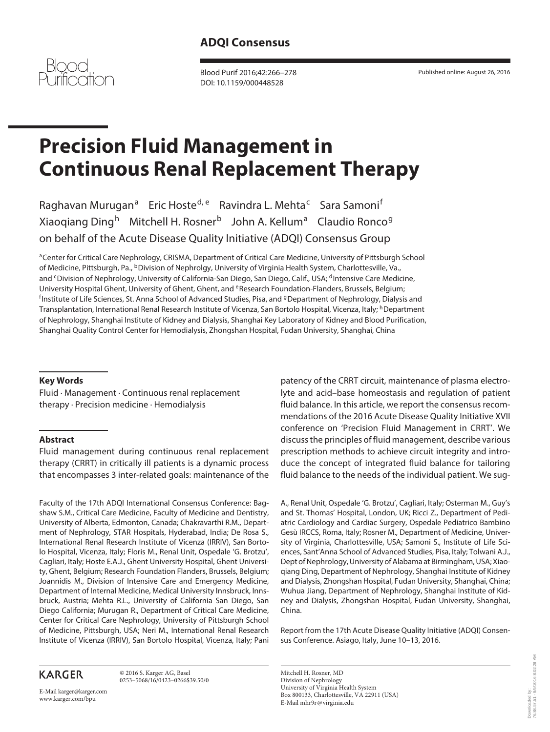## ADQI Consensus

Published online: August 26, 2016

# Precision Fluid Management in Continuous Renal Replacement Therapy

Raghavan Murugan[a] Eric Hoste[d, e] Ravindra L. Mehta[c] Sara Samoni[f] Xiaoqiang Ding[h] Mitchell H. Rosner[b] John A. Kellum[a] Claudio Ronco[g] on behalf of the Acute Disease Quality Initiative (ADQI) Consensus Group

[a]Center for Critical Care Nephrology, CRISMA, Department of Critical Care Medicine, University of Pittsburgh School of Medicine, Pittsburgh, Pa., [b]Division of Nephrolgy, University of Virginia Health System, Charlottesville, Va., and [c]Division of Nephrology, University of California-San Diego, San Diego, Calif., USA; [d]Intensive Care Medicine, University Hospital Ghent, University of Ghent, Ghent, and [e]Research Foundation-Flanders, Brussels, Belgium; [f]Institute of Life Sciences, St. Anna School of Advanced Studies, Pisa, and [g]Department of Nephrology, Dialysis and Transplantation, International Renal Research Institute of Vicenza, San Bortolo Hospital, Vicenza, Italy; [h]Department of Nephrology, Shanghai Institute of Kidney and Dialysis, Shanghai Key Laboratory of Kidney and Blood Purification, Shanghai Quality Control Center for Hemodialysis, Zhongshan Hospital, Fudan University, Shanghai, China

### Key Words

Fluid · Management · Continuous renal replacement therapy · Precision medicine · Hemodialysis

### Abstract

Fluid management during continuous renal replacement therapy (CRRT) in critically ill patients is a dynamic process that encompasses 3 inter-related goals: maintenance of the patency of the CRRT circuit, maintenance of plasma electrolyte and acid–base homeostasis and regulation of patient fluid balance. In this article, we report the consensus recommendations of the 2016 Acute Disease Quality Initiative XVII conference on 'Precision Fluid Management in CRRT'. We discuss the principles of fluid management, describe various prescription methods to achieve circuit integrity and introduce the concept of integrated fluid balance for tailoring fluid balance to the needs of the individual patient. We sug-

Faculty of the 17th ADQI International Consensus Conference: Bagshaw S.M., Critical Care Medicine, Faculty of Medicine and Dentistry, University of Alberta, Edmonton, Canada; Chakravarthi R.M., Department of Nephrology, STAR Hospitals, Hyderabad, India; De Rosa S., International Renal Research Institute of Vicenza (IRRIV), San Bortolo Hospital, Vicenza, Italy; Floris M., Renal Unit, Ospedale 'G. Brotzu', Cagliari, Italy; Hoste E.A.J., Ghent University Hospital, Ghent University, Ghent, Belgium; Research Foundation Flanders, Brussels, Belgium; Joannidis M., Division of Intensive Care and Emergency Medicine, Department of Internal Medicine, Medical University Innsbruck, Innsbruck, Austria; Mehta R.L., University of California San Diego, San Diego California; Murugan R., Department of Critical Care Medicine, Center for Critical Care Nephrology, University of Pittsburgh School of Medicine, Pittsburgh, USA; Neri M., International Renal Research Institute of Vicenza (IRRIV), San Bortolo Hospital, Vicenza, Italy; Pani A., Renal Unit, Ospedale 'G. Brotzu', Cagliari, Italy; Osterman M., Guy's and St. Thomas' Hospital, London, UK; Ricci Z., Department of Pediatric Cardiology and Cardiac Surgery, Ospedale Pediatrico Bambino Gesù IRCCS, Roma, Italy; Rosner M., Department of Medicine, University of Virginia, Charlottesville, USA; Samoni S., Institute of Life Sciences, Sant'Anna School of Advanced Studies, Pisa, Italy; Tolwani A.J., Dept of Nephrology, University of Alabama at Birmingham, USA; Xiaoqiang Ding, Department of Nephrology, Shanghai Institute of Kidney and Dialysis, Zhongshan Hospital, Fudan University, Shanghai, China; Wuhua Jiang, Department of Nephrology, Shanghai Institute of Kidney and Dialysis, Zhongshan Hospital, Fudan University, Shanghai, China.

Report from the 17th Acute Disease Quality Initiative (ADQI) Consensus Conference. Asiago, Italy, June 10–13, 2016.

© 2016 S. Karger AG, Basel
0253–5068/16/0423–0266$39.50/0

E-Mail karger@karger.com
www.karger.com/bpu

Mitchell H. Rosner, MD
Division of Nephrology
University of Virginia Health System
Box 800133, Charlottesville, VA 22911 (USA)
E-Mail mhr9r@virginia.edu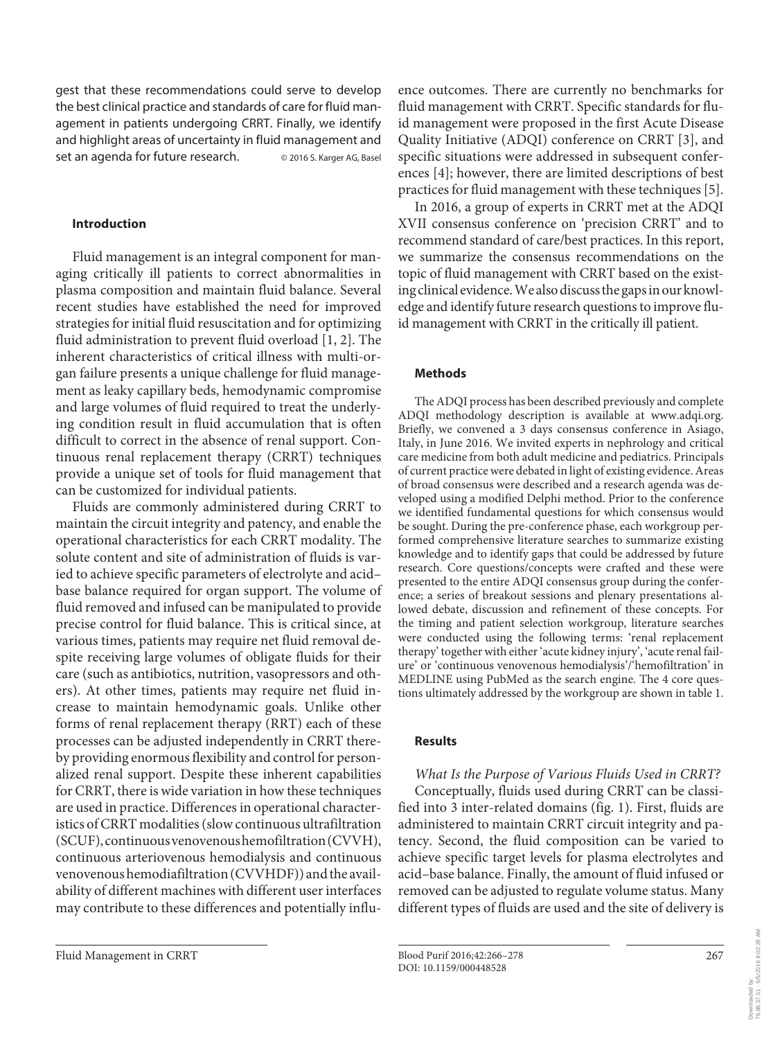gest that these recommendations could serve to develop the best clinical practice and standards of care for fluid management in patients undergoing CRRT. Finally, we identify and highlight areas of uncertainty in fluid management and set an agenda for future research. © 2016 S. Karger AG, Basel

## Introduction

Fluid management is an integral component for managing critically ill patients to correct abnormalities in plasma composition and maintain fluid balance. Several recent studies have established the need for improved strategies for initial fluid resuscitation and for optimizing fluid administration to prevent fluid overload [1, 2]. The inherent characteristics of critical illness with multi-organ failure presents a unique challenge for fluid management as leaky capillary beds, hemodynamic compromise and large volumes of fluid required to treat the underlying condition result in fluid accumulation that is often difficult to correct in the absence of renal support. Continuous renal replacement therapy (CRRT) techniques provide a unique set of tools for fluid management that can be customized for individual patients.

Fluids are commonly administered during CRRT to maintain the circuit integrity and patency, and enable the operational characteristics for each CRRT modality. The solute content and site of administration of fluids is varied to achieve specific parameters of electrolyte and acid–base balance required for organ support. The volume of fluid removed and infused can be manipulated to provide precise control for fluid balance. This is critical since, at various times, patients may require net fluid removal despite receiving large volumes of obligate fluids for their care (such as antibiotics, nutrition, vasopressors and others). At other times, patients may require net fluid increase to maintain hemodynamic goals. Unlike other forms of renal replacement therapy (RRT) each of these processes can be adjusted independently in CRRT thereby providing enormous flexibility and control for personalized renal support. Despite these inherent capabilities for CRRT, there is wide variation in how these techniques are used in practice. Differences in operational characteristics of CRRT modalities (slow continuous ultrafiltration (SCUF), continuous venovenous hemofiltration (CVVH), continuous arteriovenous hemodialysis and continuous venovenous hemodiafiltration (CVVHDF)) and the availability of different machines with different user interfaces may contribute to these differences and potentially influence outcomes. There are currently no benchmarks for fluid management with CRRT. Specific standards for fluid management were proposed in the first Acute Disease Quality Initiative (ADQI) conference on CRRT [3], and specific situations were addressed in subsequent conferences [4]; however, there are limited descriptions of best practices for fluid management with these techniques [5].

In 2016, a group of experts in CRRT met at the ADQI XVII consensus conference on 'precision CRRT' and to recommend standard of care/best practices. In this report, we summarize the consensus recommendations on the topic of fluid management with CRRT based on the existing clinical evidence. We also discuss the gaps in our knowledge and identify future research questions to improve fluid management with CRRT in the critically ill patient.

## Methods

The ADQI process has been described previously and complete ADQI methodology description is available at www.adqi.org. Briefly, we convened a 3 days consensus conference in Asiago, Italy, in June 2016. We invited experts in nephrology and critical care medicine from both adult medicine and pediatrics. Principals of current practice were debated in light of existing evidence. Areas of broad consensus were described and a research agenda was developed using a modified Delphi method. Prior to the conference we identified fundamental questions for which consensus would be sought. During the pre-conference phase, each workgroup performed comprehensive literature searches to summarize existing knowledge and to identify gaps that could be addressed by future research. Core questions/concepts were crafted and these were presented to the entire ADQI consensus group during the conference; a series of breakout sessions and plenary presentations allowed debate, discussion and refinement of these concepts. For the timing and patient selection workgroup, literature searches were conducted using the following terms: 'renal replacement therapy' together with either 'acute kidney injury', 'acute renal failure' or 'continuous venovenous hemodialysis'/'hemofiltration' in MEDLINE using PubMed as the search engine. The 4 core questions ultimately addressed by the workgroup are shown in table 1.

## Results

*What Is the Purpose of Various Fluids Used in CRRT?*

Conceptually, fluids used during CRRT can be classified into 3 inter-related domains (fig. 1). First, fluids are administered to maintain CRRT circuit integrity and patency. Second, the fluid composition can be varied to achieve specific target levels for plasma electrolytes and acid–base balance. Finally, the amount of fluid infused or removed can be adjusted to regulate volume status. Many different types of fluids are used and the site of delivery is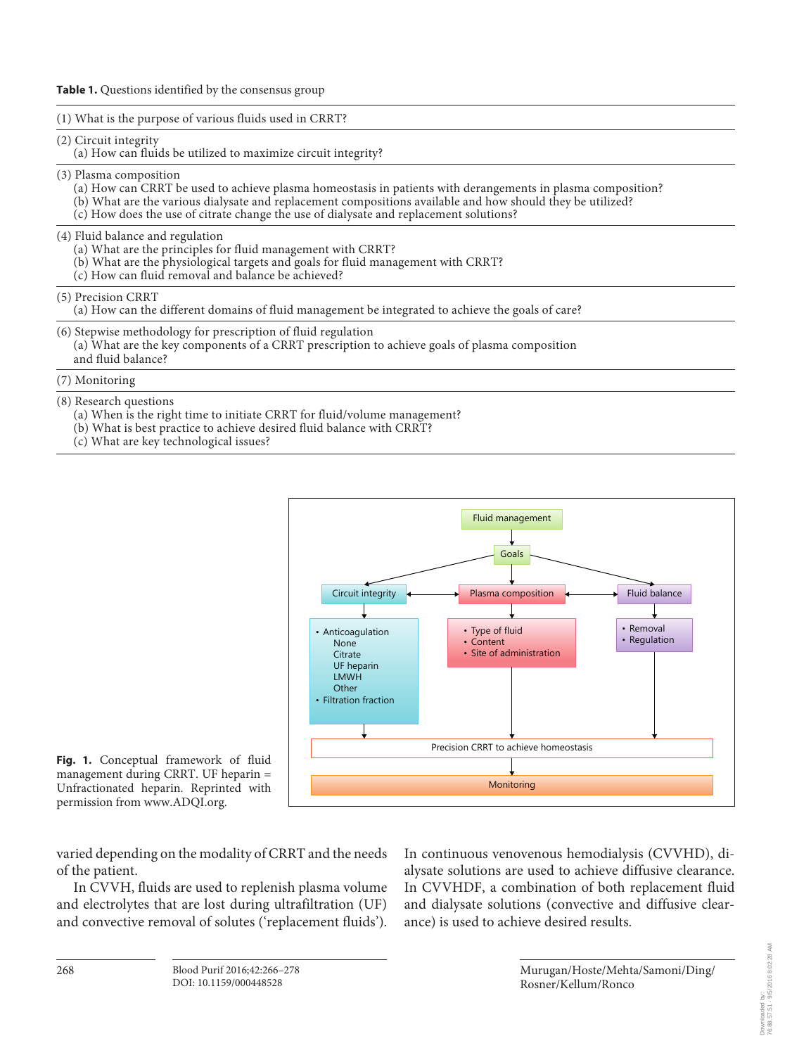**Table 1.** Questions identified by the consensus group

| |
|---|
| (1) What is the purpose of various fluids used in CRRT? |
| (2) Circuit integrity<br>(a) How can fluids be utilized to maximize circuit integrity? |
| (3) Plasma composition<br>(a) How can CRRT be used to achieve plasma homeostasis in patients with derangements in plasma composition?<br>(b) What are the various dialysate and replacement compositions available and how should they be utilized?<br>(c) How does the use of citrate change the use of dialysate and replacement solutions? |
| (4) Fluid balance and regulation<br>(a) What are the principles for fluid management with CRRT?<br>(b) What are the physiological targets and goals for fluid management with CRRT?<br>(c) How can fluid removal and balance be achieved? |
| (5) Precision CRRT<br>(a) How can the different domains of fluid management be integrated to achieve the goals of care? |
| (6) Stepwise methodology for prescription of fluid regulation<br>(a) What are the key components of a CRRT prescription to achieve goals of plasma composition and fluid balance? |
| (7) Monitoring |
| (8) Research questions<br>(a) When is the right time to initiate CRRT for fluid/volume management?<br>(b) What is best practice to achieve desired fluid balance with CRRT?<br>(c) What are key technological issues? |

Fluid management

Goals

Circuit integrity

Plasma composition

Fluid balance

• Anticoagulation
None
Citrate
UF heparin
LMWH
Other
• Filtration fraction

• Type of fluid
• Content
• Site of administration

• Removal
• Regulation

Precision CRRT to achieve homeostasis

Monitoring

**Fig. 1.** Conceptual framework of fluid management during CRRT. UF heparin = Unfractionated heparin. Reprinted with permission from www.ADQI.org.

varied depending on the modality of CRRT and the needs of the patient.

In CVVH, fluids are used to replenish plasma volume and electrolytes that are lost during ultrafiltration (UF) and convective removal of solutes ('replacement fluids'). In continuous venovenous hemodialysis (CVVHD), dialysate solutions are used to achieve diffusive clearance. In CVVHDF, a combination of both replacement fluid and dialysate solutions (convective and diffusive clearance) is used to achieve desired results.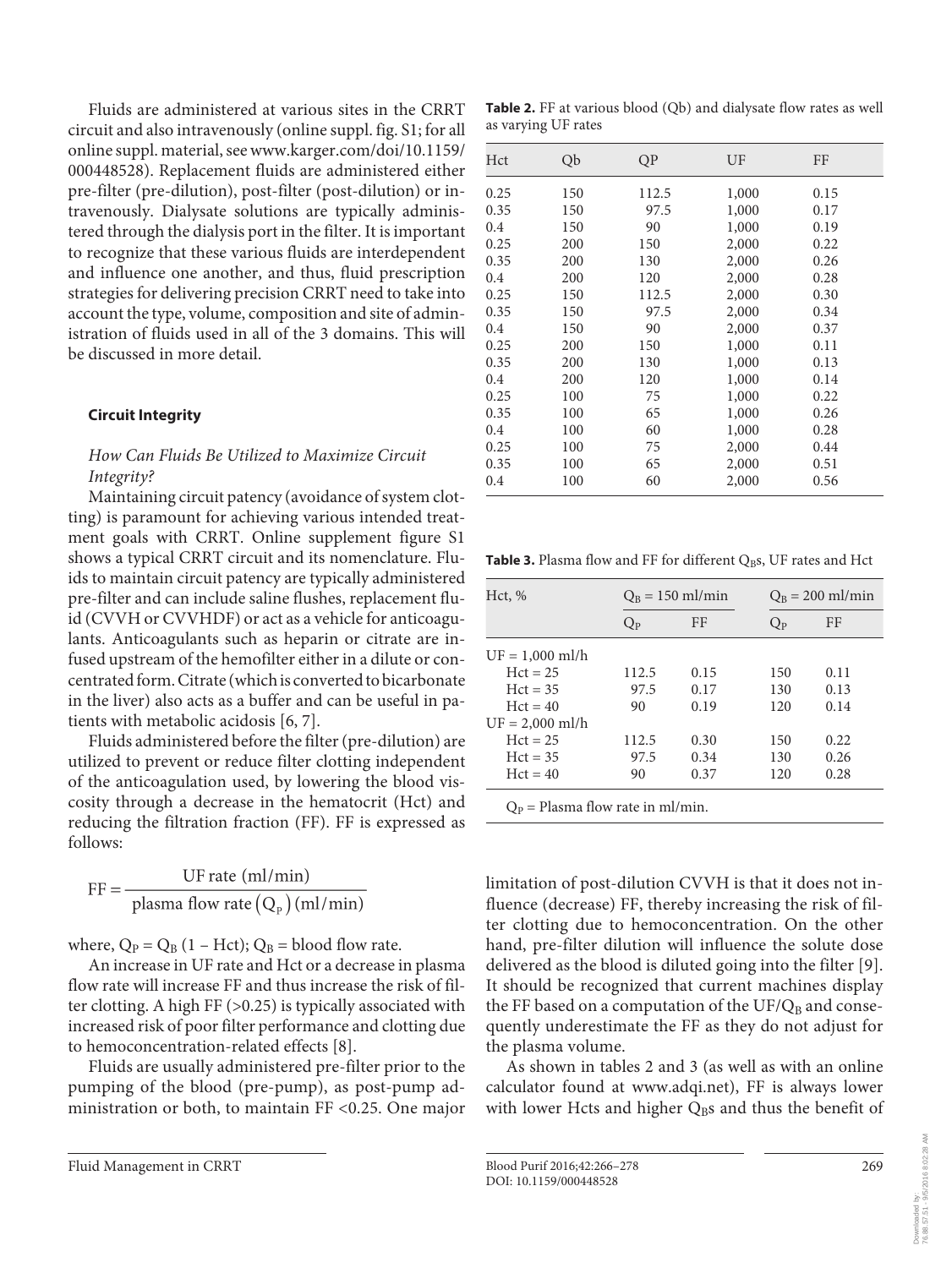Fluids are administered at various sites in the CRRT circuit and also intravenously (online suppl. fig. S1; for all online suppl. material, see www.karger.com/doi/10.1159/000448528). Replacement fluids are administered either pre-filter (pre-dilution), post-filter (post-dilution) or intravenously. Dialysate solutions are typically administered through the dialysis port in the filter. It is important to recognize that these various fluids are interdependent and influence one another, and thus, fluid prescription strategies for delivering precision CRRT need to take into account the type, volume, composition and site of administration of fluids used in all of the 3 domains. This will be discussed in more detail.

### Circuit Integrity

#### *How Can Fluids Be Utilized to Maximize Circuit Integrity?*

Maintaining circuit patency (avoidance of system clotting) is paramount for achieving various intended treatment goals with CRRT. Online supplement figure S1 shows a typical CRRT circuit and its nomenclature. Fluids to maintain circuit patency are typically administered pre-filter and can include saline flushes, replacement fluid (CVVH or CVVHDF) or act as a vehicle for anticoagulants. Anticoagulants such as heparin or citrate are infused upstream of the hemofilter either in a dilute or concentrated form. Citrate (which is converted to bicarbonate in the liver) also acts as a buffer and can be useful in patients with metabolic acidosis [6, 7].

Fluids administered before the filter (pre-dilution) are utilized to prevent or reduce filter clotting independent of the anticoagulation used, by lowering the blood viscosity through a decrease in the hematocrit (Hct) and reducing the filtration fraction (FF). FF is expressed as follows:

$$\mathrm{FF} = \frac{\text{UF rate (ml/min)}}{\text{plasma flow rate } (Q_P)\text{ (ml/min)}}$$

where, $Q_P = Q_B\,(1 - \text{Hct})$; $Q_B$ = blood flow rate.

An increase in UF rate and Hct or a decrease in plasma flow rate will increase FF and thus increase the risk of filter clotting. A high FF (>0.25) is typically associated with increased risk of poor filter performance and clotting due to hemoconcentration-related effects [8].

Fluids are usually administered pre-filter prior to the pumping of the blood (pre-pump), as post-pump administration or both, to maintain FF <0.25. One major limitation of post-dilution CVVH is that it does not influence (decrease) FF, thereby increasing the risk of filter clotting due to hemoconcentration. On the other hand, pre-filter dilution will influence the solute dose delivered as the blood is diluted going into the filter [9]. It should be recognized that current machines display the FF based on a computation of the UF/$Q_B$ and consequently underestimate the FF as they do not adjust for the plasma volume.

As shown in tables 2 and 3 (as well as with an online calculator found at www.adqi.net), FF is always lower with lower Hcts and higher $Q_B$s and thus the benefit of

**Table 2.** FF at various blood (Qb) and dialysate flow rates as well as varying UF rates

| Hct | Qb | QP | UF | FF |
|---|---|---|---|---|
| 0.25 | 150 | 112.5 | 1,000 | 0.15 |
| 0.35 | 150 | 97.5 | 1,000 | 0.17 |
| 0.4 | 150 | 90 | 1,000 | 0.19 |
| 0.25 | 200 | 150 | 2,000 | 0.22 |
| 0.35 | 200 | 130 | 2,000 | 0.26 |
| 0.4 | 200 | 120 | 2,000 | 0.28 |
| 0.25 | 150 | 112.5 | 2,000 | 0.30 |
| 0.35 | 150 | 97.5 | 2,000 | 0.34 |
| 0.4 | 150 | 90 | 2,000 | 0.37 |
| 0.25 | 200 | 150 | 1,000 | 0.11 |
| 0.35 | 200 | 130 | 1,000 | 0.13 |
| 0.4 | 200 | 120 | 1,000 | 0.14 |
| 0.25 | 100 | 75 | 1,000 | 0.22 |
| 0.35 | 100 | 65 | 1,000 | 0.26 |
| 0.4 | 100 | 60 | 1,000 | 0.28 |
| 0.25 | 100 | 75 | 2,000 | 0.44 |
| 0.35 | 100 | 65 | 2,000 | 0.51 |
| 0.4 | 100 | 60 | 2,000 | 0.56 |

**Table 3.** Plasma flow and FF for different $Q_B$s, UF rates and Hct

| Hct, % | $Q_B$ = 150 ml/min | | $Q_B$ = 200 ml/min | |
|---|---|---|---|---|
| | $Q_P$ | FF | $Q_P$ | FF |
| UF = 1,000 ml/h | | | | |
| Hct = 25 | 112.5 | 0.15 | 150 | 0.11 |
| Hct = 35 | 97.5 | 0.17 | 130 | 0.13 |
| Hct = 40 | 90 | 0.19 | 120 | 0.14 |
| UF = 2,000 ml/h | | | | |
| Hct = 25 | 112.5 | 0.30 | 150 | 0.22 |
| Hct = 35 | 97.5 | 0.34 | 130 | 0.26 |
| Hct = 40 | 90 | 0.37 | 120 | 0.28 |

$Q_P$ = Plasma flow rate in ml/min.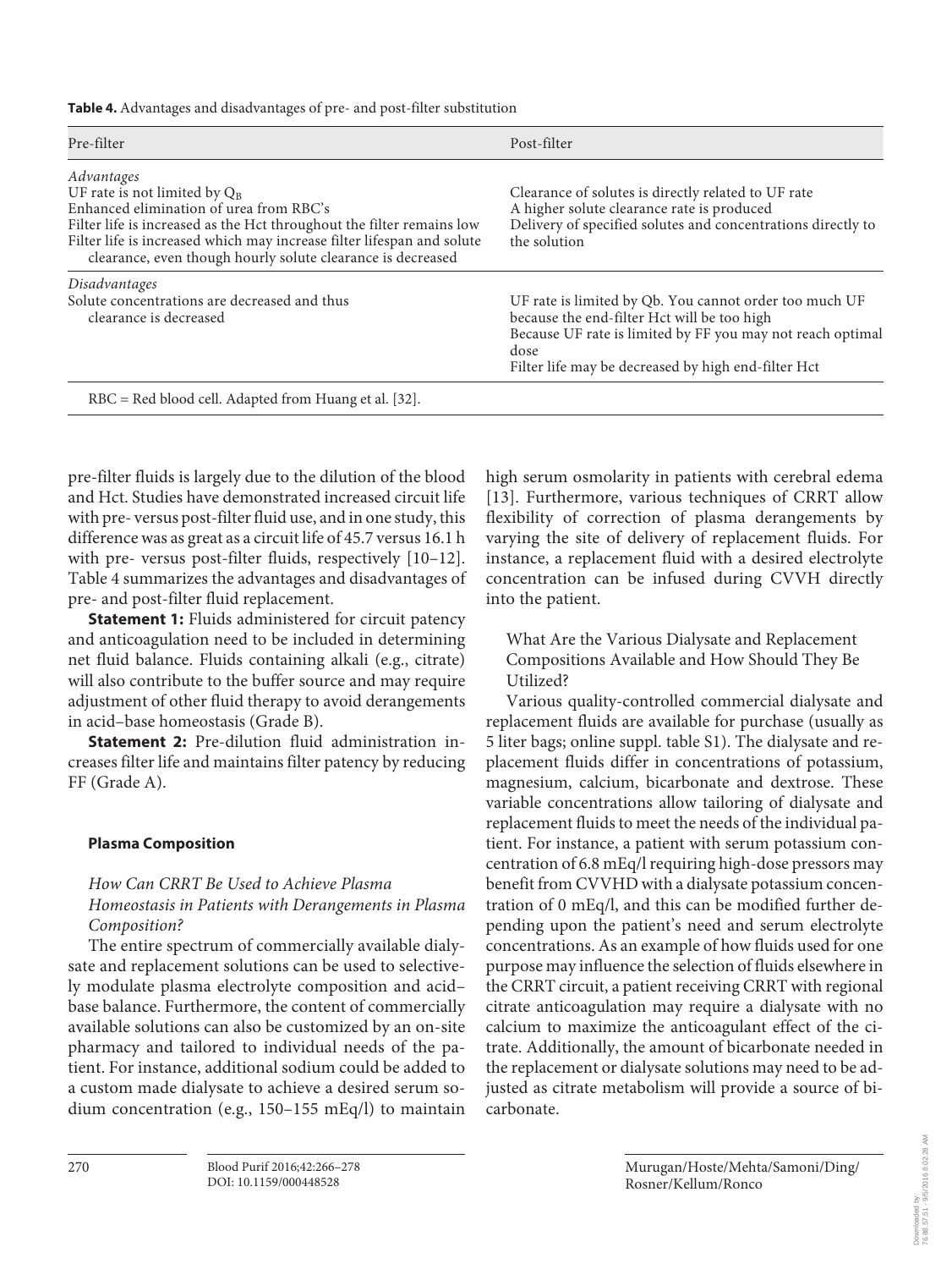**Table 4.** Advantages and disadvantages of pre- and post-filter substitution

| Pre-filter | Post-filter |
|---|---|
| *Advantages* | |
| UF rate is not limited by $Q_B$<br>Enhanced elimination of urea from RBC's<br>Filter life is increased as the Hct throughout the filter remains low<br>Filter life is increased which may increase filter lifespan and solute clearance, even though hourly solute clearance is decreased | Clearance of solutes is directly related to UF rate<br>A higher solute clearance rate is produced<br>Delivery of specified solutes and concentrations directly to the solution |
| *Disadvantages* | |
| Solute concentrations are decreased and thus clearance is decreased | UF rate is limited by Qb. You cannot order too much UF because the end-filter Hct will be too high<br>Because UF rate is limited by FF you may not reach optimal dose<br>Filter life may be decreased by high end-filter Hct |

RBC = Red blood cell. Adapted from Huang et al. [32].

pre-filter fluids is largely due to the dilution of the blood and Hct. Studies have demonstrated increased circuit life with pre- versus post-filter fluid use, and in one study, this difference was as great as a circuit life of 45.7 versus 16.1 h with pre- versus post-filter fluids, respectively [10–12]. Table 4 summarizes the advantages and disadvantages of pre- and post-filter fluid replacement.

**Statement 1:** Fluids administered for circuit patency and anticoagulation need to be included in determining net fluid balance. Fluids containing alkali (e.g., citrate) will also contribute to the buffer source and may require adjustment of other fluid therapy to avoid derangements in acid–base homeostasis (Grade B).

**Statement 2:** Pre-dilution fluid administration increases filter life and maintains filter patency by reducing FF (Grade A).

## Plasma Composition

### *How Can CRRT Be Used to Achieve Plasma Homeostasis in Patients with Derangements in Plasma Composition?*

The entire spectrum of commercially available dialysate and replacement solutions can be used to selectively modulate plasma electrolyte composition and acid–base balance. Furthermore, the content of commercially available solutions can also be customized by an on-site pharmacy and tailored to individual needs of the patient. For instance, additional sodium could be added to a custom made dialysate to achieve a desired serum sodium concentration (e.g., 150–155 mEq/l) to maintain high serum osmolarity in patients with cerebral edema [13]. Furthermore, various techniques of CRRT allow flexibility of correction of plasma derangements by varying the site of delivery of replacement fluids. For instance, a replacement fluid with a desired electrolyte concentration can be infused during CVVH directly into the patient.

### What Are the Various Dialysate and Replacement Compositions Available and How Should They Be Utilized?

Various quality-controlled commercial dialysate and replacement fluids are available for purchase (usually as 5 liter bags; online suppl. table S1). The dialysate and replacement fluids differ in concentrations of potassium, magnesium, calcium, bicarbonate and dextrose. These variable concentrations allow tailoring of dialysate and replacement fluids to meet the needs of the individual patient. For instance, a patient with serum potassium concentration of 6.8 mEq/l requiring high-dose pressors may benefit from CVVHD with a dialysate potassium concentration of 0 mEq/l, and this can be modified further depending upon the patient's need and serum electrolyte concentrations. As an example of how fluids used for one purpose may influence the selection of fluids elsewhere in the CRRT circuit, a patient receiving CRRT with regional citrate anticoagulation may require a dialysate with no calcium to maximize the anticoagulant effect of the citrate. Additionally, the amount of bicarbonate needed in the replacement or dialysate solutions may need to be adjusted as citrate metabolism will provide a source of bicarbonate.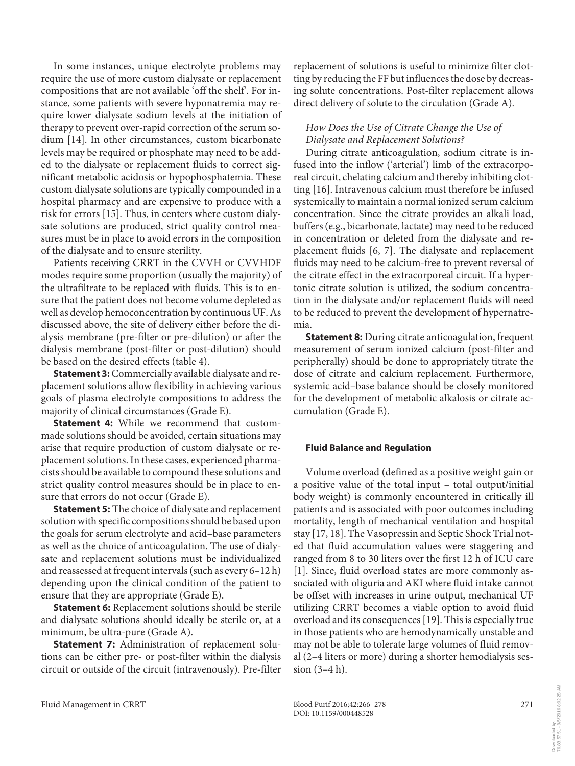In some instances, unique electrolyte problems may require the use of more custom dialysate or replacement compositions that are not available 'off the shelf'. For instance, some patients with severe hyponatremia may require lower dialysate sodium levels at the initiation of therapy to prevent over-rapid correction of the serum sodium [14]. In other circumstances, custom bicarbonate levels may be required or phosphate may need to be added to the dialysate or replacement fluids to correct significant metabolic acidosis or hypophosphatemia. These custom dialysate solutions are typically compounded in a hospital pharmacy and are expensive to produce with a risk for errors [15]. Thus, in centers where custom dialysate solutions are produced, strict quality control measures must be in place to avoid errors in the composition of the dialysate and to ensure sterility.

Patients receiving CRRT in the CVVH or CVVHDF modes require some proportion (usually the majority) of the ultrafiltrate to be replaced with fluids. This is to ensure that the patient does not become volume depleted as well as develop hemoconcentration by continuous UF. As discussed above, the site of delivery either before the dialysis membrane (pre-filter or pre-dilution) or after the dialysis membrane (post-filter or post-dilution) should be based on the desired effects (table 4).

**Statement 3:** Commercially available dialysate and replacement solutions allow flexibility in achieving various goals of plasma electrolyte compositions to address the majority of clinical circumstances (Grade E).

**Statement 4:** While we recommend that custom-made solutions should be avoided, certain situations may arise that require production of custom dialysate or replacement solutions. In these cases, experienced pharmacists should be available to compound these solutions and strict quality control measures should be in place to ensure that errors do not occur (Grade E).

**Statement 5:** The choice of dialysate and replacement solution with specific compositions should be based upon the goals for serum electrolyte and acid–base parameters as well as the choice of anticoagulation. The use of dialysate and replacement solutions must be individualized and reassessed at frequent intervals (such as every 6–12 h) depending upon the clinical condition of the patient to ensure that they are appropriate (Grade E).

**Statement 6:** Replacement solutions should be sterile and dialysate solutions should ideally be sterile or, at a minimum, be ultra-pure (Grade A).

**Statement 7:** Administration of replacement solutions can be either pre- or post-filter within the dialysis circuit or outside of the circuit (intravenously). Pre-filter replacement of solutions is useful to minimize filter clotting by reducing the FF but influences the dose by decreasing solute concentrations. Post-filter replacement allows direct delivery of solute to the circulation (Grade A).

*How Does the Use of Citrate Change the Use of Dialysate and Replacement Solutions?*

During citrate anticoagulation, sodium citrate is infused into the inflow ('arterial') limb of the extracorporeal circuit, chelating calcium and thereby inhibiting clotting [16]. Intravenous calcium must therefore be infused systemically to maintain a normal ionized serum calcium concentration. Since the citrate provides an alkali load, buffers (e.g., bicarbonate, lactate) may need to be reduced in concentration or deleted from the dialysate and replacement fluids [6, 7]. The dialysate and replacement fluids may need to be calcium-free to prevent reversal of the citrate effect in the extracorporeal circuit. If a hypertonic citrate solution is utilized, the sodium concentration in the dialysate and/or replacement fluids will need to be reduced to prevent the development of hypernatremia.

**Statement 8:** During citrate anticoagulation, frequent measurement of serum ionized calcium (post-filter and peripherally) should be done to appropriately titrate the dose of citrate and calcium replacement. Furthermore, systemic acid–base balance should be closely monitored for the development of metabolic alkalosis or citrate accumulation (Grade E).

### Fluid Balance and Regulation

Volume overload (defined as a positive weight gain or a positive value of the total input – total output/initial body weight) is commonly encountered in critically ill patients and is associated with poor outcomes including mortality, length of mechanical ventilation and hospital stay [17, 18]. The Vasopressin and Septic Shock Trial noted that fluid accumulation values were staggering and ranged from 8 to 30 liters over the first 12 h of ICU care [1]. Since, fluid overload states are more commonly associated with oliguria and AKI where fluid intake cannot be offset with increases in urine output, mechanical UF utilizing CRRT becomes a viable option to avoid fluid overload and its consequences [19]. This is especially true in those patients who are hemodynamically unstable and may not be able to tolerate large volumes of fluid removal (2–4 liters or more) during a shorter hemodialysis session (3–4 h).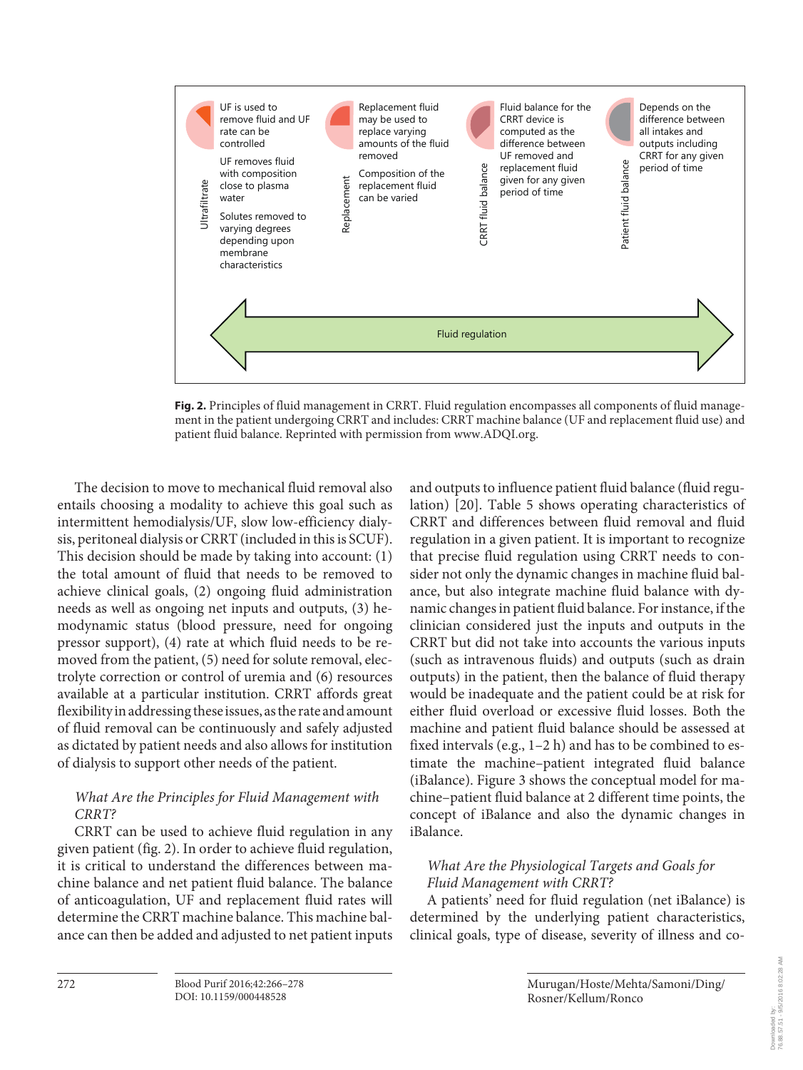Ultrafiltrate

UF is used to remove fluid and UF rate can be controlled

UF removes fluid with composition close to plasma water

Solutes removed to varying degrees depending upon membrane characteristics

Replacement

Replacement fluid may be used to replace varying amounts of the fluid removed

Composition of the replacement fluid can be varied

CRRT fluid balance

Fluid balance for the CRRT device is computed as the difference between UF removed and replacement fluid given for any given period of time

Patient fluid balance

Depends on the difference between all intakes and outputs including CRRT for any given period of time

Fluid regulation

**Fig. 2.** Principles of fluid management in CRRT. Fluid regulation encompasses all components of fluid management in the patient undergoing CRRT and includes: CRRT machine balance (UF and replacement fluid use) and patient fluid balance. Reprinted with permission from www.ADQI.org.

The decision to move to mechanical fluid removal also entails choosing a modality to achieve this goal such as intermittent hemodialysis/UF, slow low-efficiency dialysis, peritoneal dialysis or CRRT (included in this is SCUF). This decision should be made by taking into account: (1) the total amount of fluid that needs to be removed to achieve clinical goals, (2) ongoing fluid administration needs as well as ongoing net inputs and outputs, (3) hemodynamic status (blood pressure, need for ongoing pressor support), (4) rate at which fluid needs to be removed from the patient, (5) need for solute removal, electrolyte correction or control of uremia and (6) resources available at a particular institution. CRRT affords great flexibility in addressing these issues, as the rate and amount of fluid removal can be continuously and safely adjusted as dictated by patient needs and also allows for institution of dialysis to support other needs of the patient.

### *What Are the Principles for Fluid Management with CRRT?*

CRRT can be used to achieve fluid regulation in any given patient (fig. 2). In order to achieve fluid regulation, it is critical to understand the differences between machine balance and net patient fluid balance. The balance of anticoagulation, UF and replacement fluid rates will determine the CRRT machine balance. This machine balance can then be added and adjusted to net patient inputs and outputs to influence patient fluid balance (fluid regulation) [20]. Table 5 shows operating characteristics of CRRT and differences between fluid removal and fluid regulation in a given patient. It is important to recognize that precise fluid regulation using CRRT needs to consider not only the dynamic changes in machine fluid balance, but also integrate machine fluid balance with dynamic changes in patient fluid balance. For instance, if the clinician considered just the inputs and outputs in the CRRT but did not take into accounts the various inputs (such as intravenous fluids) and outputs (such as drain outputs) in the patient, then the balance of fluid therapy would be inadequate and the patient could be at risk for either fluid overload or excessive fluid losses. Both the machine and patient fluid balance should be assessed at fixed intervals (e.g., 1–2 h) and has to be combined to estimate the machine–patient integrated fluid balance (iBalance). Figure 3 shows the conceptual model for machine–patient fluid balance at 2 different time points, the concept of iBalance and also the dynamic changes in iBalance.

### *What Are the Physiological Targets and Goals for Fluid Management with CRRT?*

A patients' need for fluid regulation (net iBalance) is determined by the underlying patient characteristics, clinical goals, type of disease, severity of illness and co-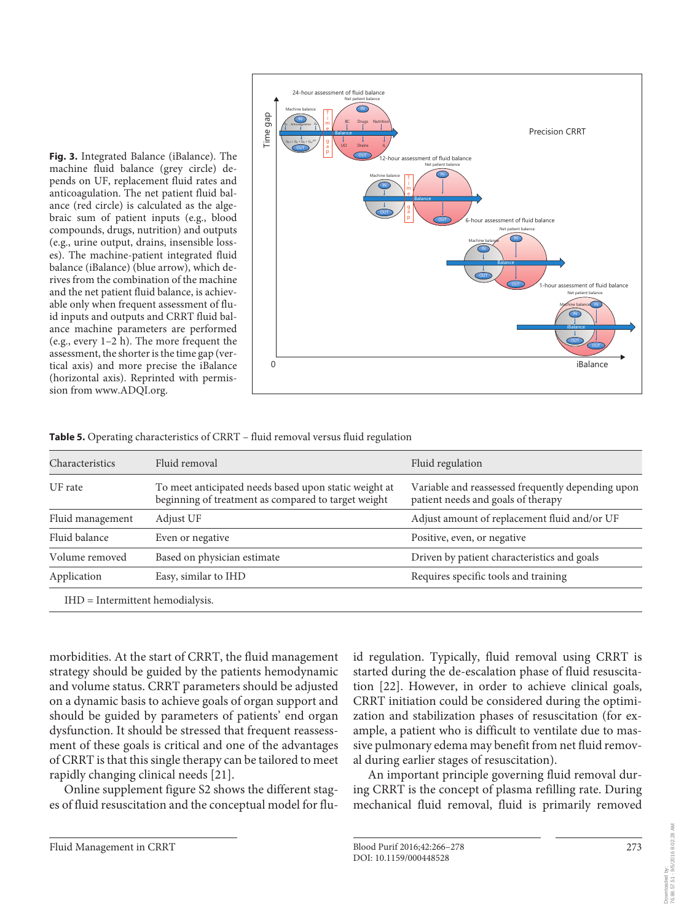24-hour assessment of fluid balance

Net patient balance

Machine balance

IN

Anticoagulation

BC Drugs Nutrition

Balance

OUT

UO Drains IL

Time gap

12-hour assessment of fluid balance

Net patient balance

Machine balance

IN

Balance

OUT

6-hour assessment of fluid balance

Net patient balance

Machine balance

IN

Balance

OUT

1-hour assessment of fluid balance

Net patient balance

Machine balance

IN

iBalance

OUT

Precision CRRT

Time gap

0

iBalance

**Fig. 3.** Integrated Balance (iBalance). The machine fluid balance (grey circle) depends on UF, replacement fluid rates and anticoagulation. The net patient fluid balance (red circle) is calculated as the algebraic sum of patient inputs (e.g., blood compounds, drugs, nutrition) and outputs (e.g., urine output, drains, insensible losses). The machine-patient integrated fluid balance (iBalance) (blue arrow), which derives from the combination of the machine and the net patient fluid balance, is achievable only when frequent assessment of fluid inputs and outputs and CRRT fluid balance machine parameters are performed (e.g., every 1–2 h). The more frequent the assessment, the shorter is the time gap (vertical axis) and more precise the iBalance (horizontal axis). Reprinted with permission from www.ADQI.org.

**Table 5.** Operating characteristics of CRRT – fluid removal versus fluid regulation

| Characteristics | Fluid removal | Fluid regulation |
|---|---|---|
| UF rate | To meet anticipated needs based upon static weight at beginning of treatment as compared to target weight | Variable and reassessed frequently depending upon patient needs and goals of therapy |
| Fluid management | Adjust UF | Adjust amount of replacement fluid and/or UF |
| Fluid balance | Even or negative | Positive, even, or negative |
| Volume removed | Based on physician estimate | Driven by patient characteristics and goals |
| Application | Easy, similar to IHD | Requires specific tools and training |

IHD = Intermittent hemodialysis.

morbidities. At the start of CRRT, the fluid management strategy should be guided by the patients hemodynamic and volume status. CRRT parameters should be adjusted on a dynamic basis to achieve goals of organ support and should be guided by parameters of patients' end organ dysfunction. It should be stressed that frequent reassessment of these goals is critical and one of the advantages of CRRT is that this single therapy can be tailored to meet rapidly changing clinical needs [21].

Online supplement figure S2 shows the different stages of fluid resuscitation and the conceptual model for fluid regulation. Typically, fluid removal using CRRT is started during the de-escalation phase of fluid resuscitation [22]. However, in order to achieve clinical goals, CRRT initiation could be considered during the optimization and stabilization phases of resuscitation (for example, a patient who is difficult to ventilate due to massive pulmonary edema may benefit from net fluid removal during earlier stages of resuscitation).

An important principle governing fluid removal during CRRT is the concept of plasma refilling rate. During mechanical fluid removal, fluid is primarily removed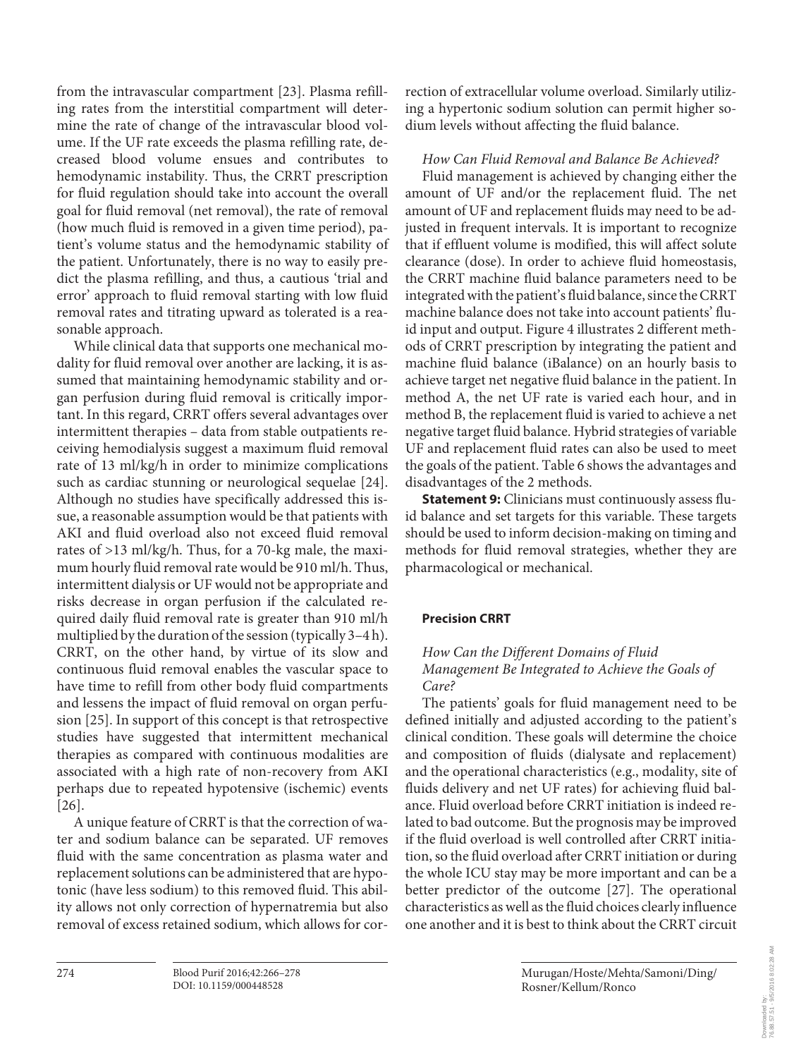from the intravascular compartment [23]. Plasma refilling rates from the interstitial compartment will determine the rate of change of the intravascular blood volume. If the UF rate exceeds the plasma refilling rate, decreased blood volume ensues and contributes to hemodynamic instability. Thus, the CRRT prescription for fluid regulation should take into account the overall goal for fluid removal (net removal), the rate of removal (how much fluid is removed in a given time period), patient's volume status and the hemodynamic stability of the patient. Unfortunately, there is no way to easily predict the plasma refilling, and thus, a cautious 'trial and error' approach to fluid removal starting with low fluid removal rates and titrating upward as tolerated is a reasonable approach.

While clinical data that supports one mechanical modality for fluid removal over another are lacking, it is assumed that maintaining hemodynamic stability and organ perfusion during fluid removal is critically important. In this regard, CRRT offers several advantages over intermittent therapies – data from stable outpatients receiving hemodialysis suggest a maximum fluid removal rate of 13 ml/kg/h in order to minimize complications such as cardiac stunning or neurological sequelae [24]. Although no studies have specifically addressed this issue, a reasonable assumption would be that patients with AKI and fluid overload also not exceed fluid removal rates of >13 ml/kg/h. Thus, for a 70-kg male, the maximum hourly fluid removal rate would be 910 ml/h. Thus, intermittent dialysis or UF would not be appropriate and risks decrease in organ perfusion if the calculated required daily fluid removal rate is greater than 910 ml/h multiplied by the duration of the session (typically 3–4 h). CRRT, on the other hand, by virtue of its slow and continuous fluid removal enables the vascular space to have time to refill from other body fluid compartments and lessens the impact of fluid removal on organ perfusion [25]. In support of this concept is that retrospective studies have suggested that intermittent mechanical therapies as compared with continuous modalities are associated with a high rate of non-recovery from AKI perhaps due to repeated hypotensive (ischemic) events [26].

A unique feature of CRRT is that the correction of water and sodium balance can be separated. UF removes fluid with the same concentration as plasma water and replacement solutions can be administered that are hypotonic (have less sodium) to this removed fluid. This ability allows not only correction of hypernatremia but also removal of excess retained sodium, which allows for correction of extracellular volume overload. Similarly utilizing a hypertonic sodium solution can permit higher sodium levels without affecting the fluid balance.

*How Can Fluid Removal and Balance Be Achieved?*

Fluid management is achieved by changing either the amount of UF and/or the replacement fluid. The net amount of UF and replacement fluids may need to be adjusted in frequent intervals. It is important to recognize that if effluent volume is modified, this will affect solute clearance (dose). In order to achieve fluid homeostasis, the CRRT machine fluid balance parameters need to be integrated with the patient's fluid balance, since the CRRT machine balance does not take into account patients' fluid input and output. Figure 4 illustrates 2 different methods of CRRT prescription by integrating the patient and machine fluid balance (iBalance) on an hourly basis to achieve target net negative fluid balance in the patient. In method A, the net UF rate is varied each hour, and in method B, the replacement fluid is varied to achieve a net negative target fluid balance. Hybrid strategies of variable UF and replacement fluid rates can also be used to meet the goals of the patient. Table 6 shows the advantages and disadvantages of the 2 methods.

**Statement 9:** Clinicians must continuously assess fluid balance and set targets for this variable. These targets should be used to inform decision-making on timing and methods for fluid removal strategies, whether they are pharmacological or mechanical.

## Precision CRRT

*How Can the Different Domains of Fluid Management Be Integrated to Achieve the Goals of Care?*

The patients' goals for fluid management need to be defined initially and adjusted according to the patient's clinical condition. These goals will determine the choice and composition of fluids (dialysate and replacement) and the operational characteristics (e.g., modality, site of fluids delivery and net UF rates) for achieving fluid balance. Fluid overload before CRRT initiation is indeed related to bad outcome. But the prognosis may be improved if the fluid overload is well controlled after CRRT initiation, so the fluid overload after CRRT initiation or during the whole ICU stay may be more important and can be a better predictor of the outcome [27]. The operational characteristics as well as the fluid choices clearly influence one another and it is best to think about the CRRT circuit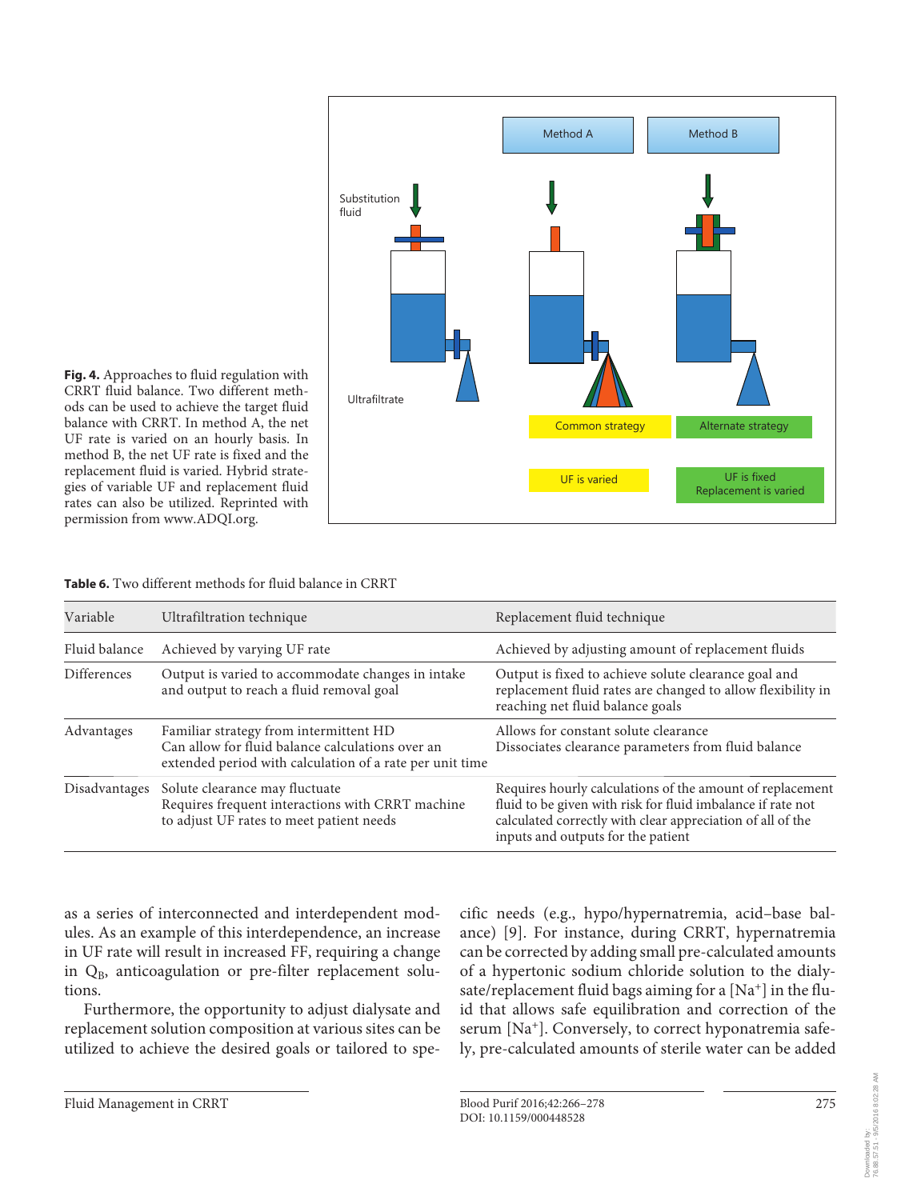Method A

Method B

Substitution fluid

Ultrafiltrate

Common strategy

Alternate strategy

UF is varied

UF is fixed
Replacement is varied

**Fig. 4.** Approaches to fluid regulation with CRRT fluid balance. Two different methods can be used to achieve the target fluid balance with CRRT. In method A, the net UF rate is varied on an hourly basis. In method B, the net UF rate is fixed and the replacement fluid is varied. Hybrid strategies of variable UF and replacement fluid rates can also be utilized. Reprinted with permission from www.ADQI.org.

**Table 6.** Two different methods for fluid balance in CRRT

| Variable | Ultrafiltration technique | Replacement fluid technique |
|---|---|---|
| Fluid balance | Achieved by varying UF rate | Achieved by adjusting amount of replacement fluids |
| Differences | Output is varied to accommodate changes in intake and output to reach a fluid removal goal | Output is fixed to achieve solute clearance goal and replacement fluid rates are changed to allow flexibility in reaching net fluid balance goals |
| Advantages | Familiar strategy from intermittent HD<br>Can allow for fluid balance calculations over an extended period with calculation of a rate per unit time | Allows for constant solute clearance<br>Dissociates clearance parameters from fluid balance |
| Disadvantages | Solute clearance may fluctuate<br>Requires frequent interactions with CRRT machine to adjust UF rates to meet patient needs | Requires hourly calculations of the amount of replacement fluid to be given with risk for fluid imbalance if rate not calculated correctly with clear appreciation of all of the inputs and outputs for the patient |

as a series of interconnected and interdependent modules. As an example of this interdependence, an increase in UF rate will result in increased FF, requiring a change in $Q_B$, anticoagulation or pre-filter replacement solutions.

Furthermore, the opportunity to adjust dialysate and replacement solution composition at various sites can be utilized to achieve the desired goals or tailored to specific needs (e.g., hypo/hypernatremia, acid–base balance) [9]. For instance, during CRRT, hypernatremia can be corrected by adding small pre-calculated amounts of a hypertonic sodium chloride solution to the dialysate/replacement fluid bags aiming for a [$Na^+$] in the fluid that allows safe equilibration and correction of the serum [$Na^+$]. Conversely, to correct hyponatremia safely, pre-calculated amounts of sterile water can be added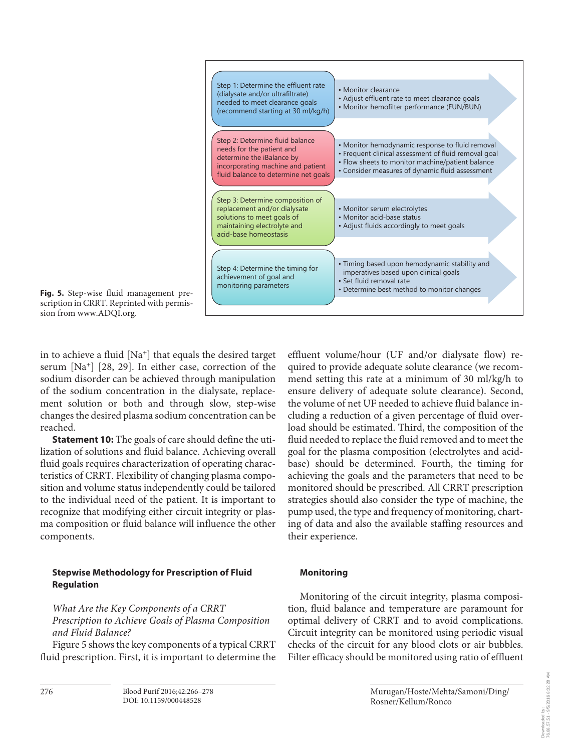Step 1: Determine the effluent rate (dialysate and/or ultrafiltrate) needed to meet clearance goals (recommend starting at 30 ml/kg/h)

- Monitor clearance
- Adjust effluent rate to meet clearance goals
- Monitor hemofilter performance (FUN/BUN)

Step 2: Determine fluid balance needs for the patient and determine the iBalance by incorporating machine and patient fluid balance to determine net goals

- Monitor hemodynamic response to fluid removal
- Frequent clinical assessment of fluid removal goal
- Flow sheets to monitor machine/patient balance
- Consider measures of dynamic fluid assessment

Step 3: Determine composition of replacement and/or dialysate solutions to meet goals of maintaining electrolyte and acid-base homeostasis

- Monitor serum electrolytes
- Monitor acid-base status
- Adjust fluids accordingly to meet goals

Step 4: Determine the timing for achievement of goal and monitoring parameters

- Timing based upon hemodynamic stability and imperatives based upon clinical goals
- Set fluid removal rate
- Determine best method to monitor changes

**Fig. 5.** Step-wise fluid management prescription in CRRT. Reprinted with permission from www.ADQI.org.

in to achieve a fluid [$Na^+$] that equals the desired target serum [$Na^+$] [28, 29]. In either case, correction of the sodium disorder can be achieved through manipulation of the sodium concentration in the dialysate, replacement solution or both and through slow, step-wise changes the desired plasma sodium concentration can be reached.

**Statement 10:** The goals of care should define the utilization of solutions and fluid balance. Achieving overall fluid goals requires characterization of operating characteristics of CRRT. Flexibility of changing plasma composition and volume status independently could be tailored to the individual need of the patient. It is important to recognize that modifying either circuit integrity or plasma composition or fluid balance will influence the other components.

### Stepwise Methodology for Prescription of Fluid Regulation

*What Are the Key Components of a CRRT Prescription to Achieve Goals of Plasma Composition and Fluid Balance?*

Figure 5 shows the key components of a typical CRRT fluid prescription. First, it is important to determine the effluent volume/hour (UF and/or dialysate flow) required to provide adequate solute clearance (we recommend setting this rate at a minimum of 30 ml/kg/h to ensure delivery of adequate solute clearance). Second, the volume of net UF needed to achieve fluid balance including a reduction of a given percentage of fluid overload should be estimated. Third, the composition of the fluid needed to replace the fluid removed and to meet the goal for the plasma composition (electrolytes and acid-base) should be determined. Fourth, the timing for achieving the goals and the parameters that need to be monitored should be prescribed. All CRRT prescription strategies should also consider the type of machine, the pump used, the type and frequency of monitoring, charting of data and also the available staffing resources and their experience.

### Monitoring

Monitoring of the circuit integrity, plasma composition, fluid balance and temperature are paramount for optimal delivery of CRRT and to avoid complications. Circuit integrity can be monitored using periodic visual checks of the circuit for any blood clots or air bubbles. Filter efficacy should be monitored using ratio of effluent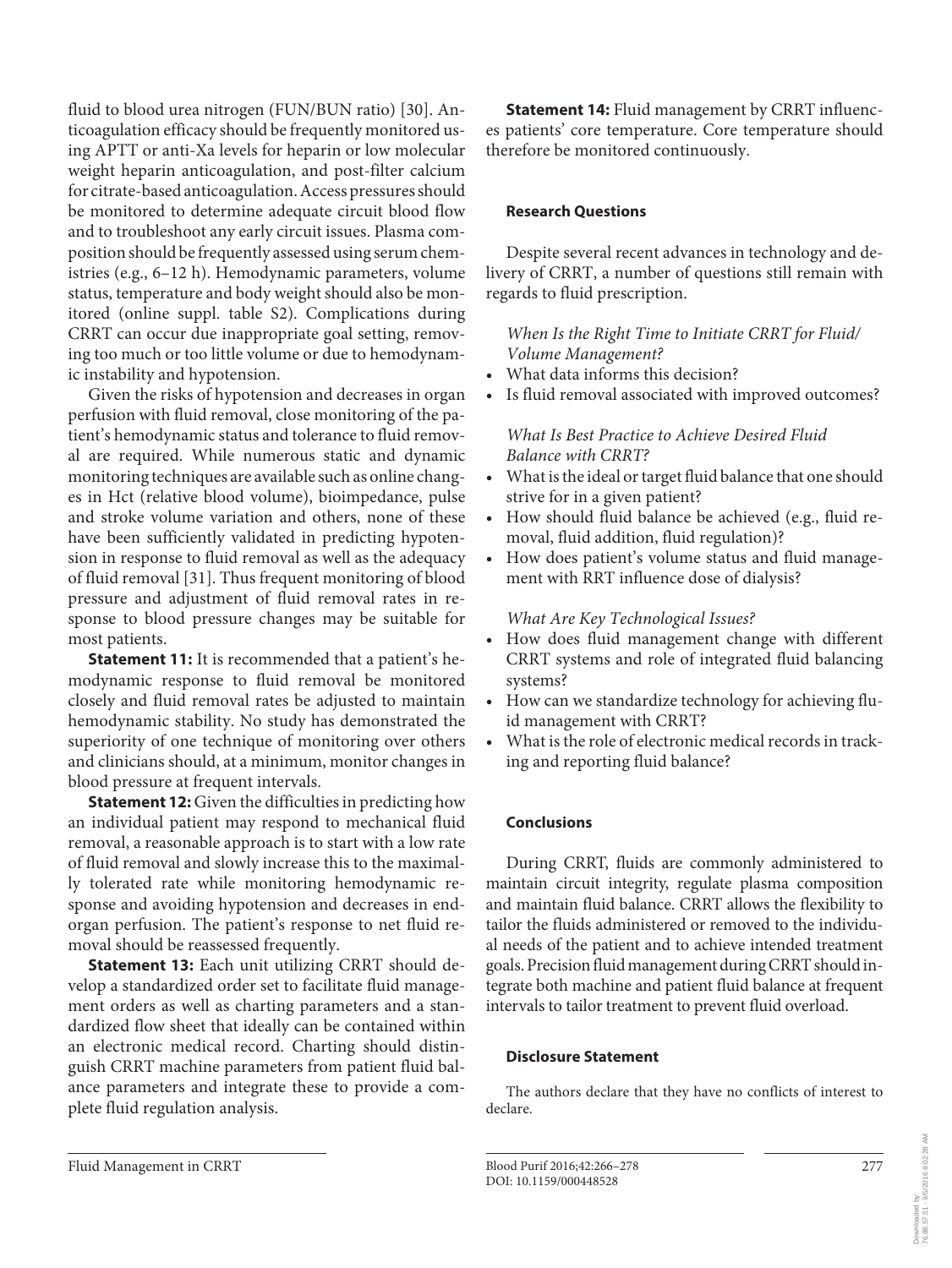fluid to blood urea nitrogen (FUN/BUN ratio) [30]. Anticoagulation efficacy should be frequently monitored using APTT or anti-Xa levels for heparin or low molecular weight heparin anticoagulation, and post-filter calcium for citrate-based anticoagulation. Access pressures should be monitored to determine adequate circuit blood flow and to troubleshoot any early circuit issues. Plasma composition should be frequently assessed using serum chemistries (e.g., 6–12 h). Hemodynamic parameters, volume status, temperature and body weight should also be monitored (online suppl. table S2). Complications during CRRT can occur due inappropriate goal setting, removing too much or too little volume or due to hemodynamic instability and hypotension.

Given the risks of hypotension and decreases in organ perfusion with fluid removal, close monitoring of the patient's hemodynamic status and tolerance to fluid removal are required. While numerous static and dynamic monitoring techniques are available such as online changes in Hct (relative blood volume), bioimpedance, pulse and stroke volume variation and others, none of these have been sufficiently validated in predicting hypotension in response to fluid removal as well as the adequacy of fluid removal [31]. Thus frequent monitoring of blood pressure and adjustment of fluid removal rates in response to blood pressure changes may be suitable for most patients.

**Statement 11:** It is recommended that a patient's hemodynamic response to fluid removal be monitored closely and fluid removal rates be adjusted to maintain hemodynamic stability. No study has demonstrated the superiority of one technique of monitoring over others and clinicians should, at a minimum, monitor changes in blood pressure at frequent intervals.

**Statement 12:** Given the difficulties in predicting how an individual patient may respond to mechanical fluid removal, a reasonable approach is to start with a low rate of fluid removal and slowly increase this to the maximally tolerated rate while monitoring hemodynamic response and avoiding hypotension and decreases in end-organ perfusion. The patient's response to net fluid removal should be reassessed frequently.

**Statement 13:** Each unit utilizing CRRT should develop a standardized order set to facilitate fluid management orders as well as charting parameters and a standardized flow sheet that ideally can be contained within an electronic medical record. Charting should distinguish CRRT machine parameters from patient fluid balance parameters and integrate these to provide a complete fluid regulation analysis.

**Statement 14:** Fluid management by CRRT influences patients' core temperature. Core temperature should therefore be monitored continuously.

## Research Questions

Despite several recent advances in technology and delivery of CRRT, a number of questions still remain with regards to fluid prescription.

*When Is the Right Time to Initiate CRRT for Fluid/Volume Management?*

- What data informs this decision?
- Is fluid removal associated with improved outcomes?

*What Is Best Practice to Achieve Desired Fluid Balance with CRRT?*

- What is the ideal or target fluid balance that one should strive for in a given patient?
- How should fluid balance be achieved (e.g., fluid removal, fluid addition, fluid regulation)?
- How does patient's volume status and fluid management with RRT influence dose of dialysis?

*What Are Key Technological Issues?*

- How does fluid management change with different CRRT systems and role of integrated fluid balancing systems?
- How can we standardize technology for achieving fluid management with CRRT?
- What is the role of electronic medical records in tracking and reporting fluid balance?

## Conclusions

During CRRT, fluids are commonly administered to maintain circuit integrity, regulate plasma composition and maintain fluid balance. CRRT allows the flexibility to tailor the fluids administered or removed to the individual needs of the patient and to achieve intended treatment goals. Precision fluid management during CRRT should integrate both machine and patient fluid balance at frequent intervals to tailor treatment to prevent fluid overload.

## Disclosure Statement

The authors declare that they have no conflicts of interest to declare.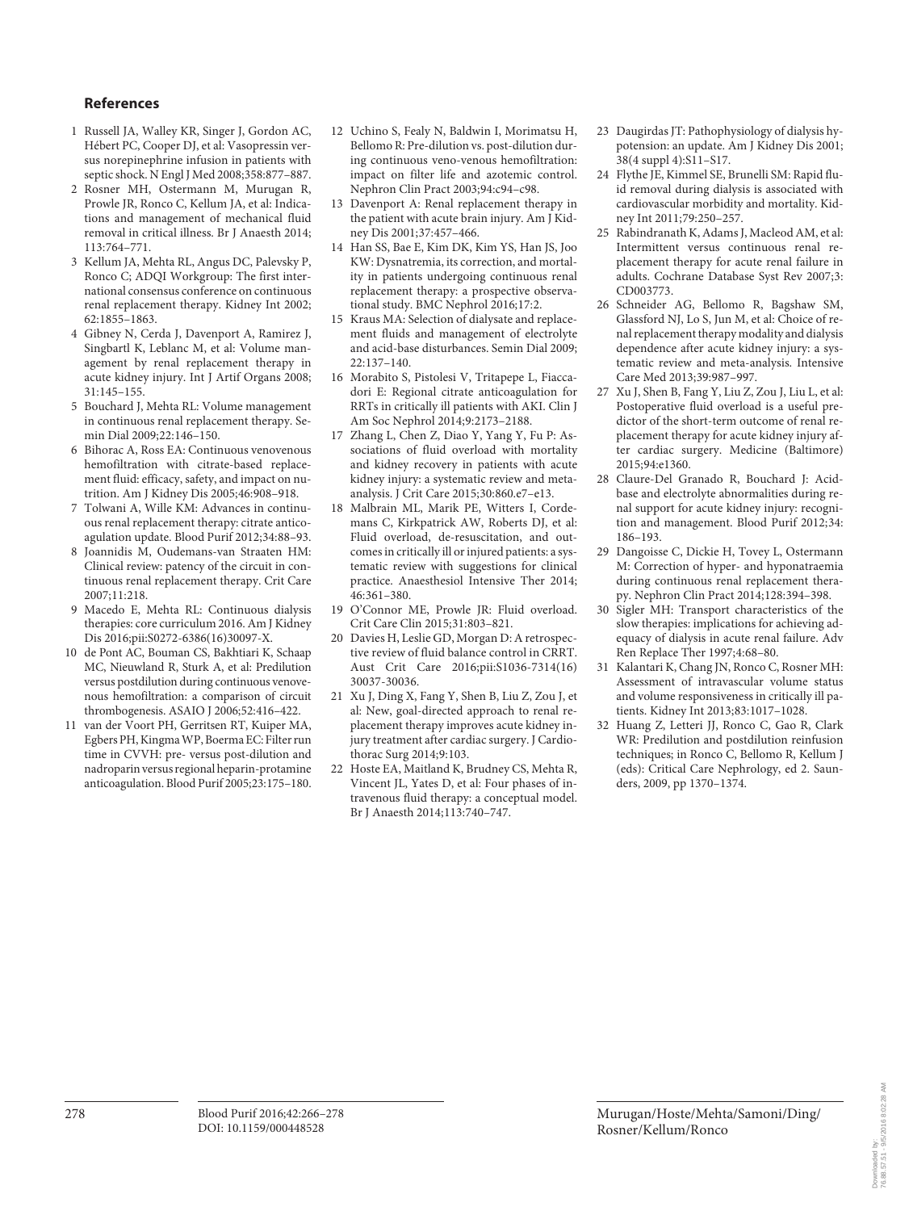## References

1. Russell JA, Walley KR, Singer J, Gordon AC, Hébert PC, Cooper DJ, et al: Vasopressin versus norepinephrine infusion in patients with septic shock. N Engl J Med 2008;358:877–887.
2. Rosner MH, Ostermann M, Murugan R, Prowle JR, Ronco C, Kellum JA, et al: Indications and management of mechanical fluid removal in critical illness. Br J Anaesth 2014; 113:764–771.
3. Kellum JA, Mehta RL, Angus DC, Palevsky P, Ronco C; ADQI Workgroup: The first international consensus conference on continuous renal replacement therapy. Kidney Int 2002; 62:1855–1863.
4. Gibney N, Cerda J, Davenport A, Ramirez J, Singbartl K, Leblanc M, et al: Volume management by renal replacement therapy in acute kidney injury. Int J Artif Organs 2008; 31:145–155.
5. Bouchard J, Mehta RL: Volume management in continuous renal replacement therapy. Semin Dial 2009;22:146–150.
6. Bihorac A, Ross EA: Continuous venovenous hemofiltration with citrate-based replacement fluid: efficacy, safety, and impact on nutrition. Am J Kidney Dis 2005;46:908–918.
7. Tolwani A, Wille KM: Advances in continuous renal replacement therapy: citrate anticoagulation update. Blood Purif 2012;34:88–93.
8. Joannidis M, Oudemans-van Straaten HM: Clinical review: patency of the circuit in continuous renal replacement therapy. Crit Care 2007;11:218.
9. Macedo E, Mehta RL: Continuous dialysis therapies: core curriculum 2016. Am J Kidney Dis 2016;pii:S0272-6386(16)30097-X.
10. de Pont AC, Bouman CS, Bakhtiari K, Schaap MC, Nieuwland R, Sturk A, et al: Predilution versus postdilution during continuous venovenous hemofiltration: a comparison of circuit thrombogenesis. ASAIO J 2006;52:416–422.
11. van der Voort PH, Gerritsen RT, Kuiper MA, Egbers PH, Kingma WP, Boerma EC: Filter run time in CVVH: pre- versus post-dilution and nadroparin versus regional heparin-protamine anticoagulation. Blood Purif 2005;23:175–180.
12. Uchino S, Fealy N, Baldwin I, Morimatsu H, Bellomo R: Pre-dilution vs. post-dilution during continuous veno-venous hemofiltration: impact on filter life and azotemic control. Nephron Clin Pract 2003;94:c94–c98.
13. Davenport A: Renal replacement therapy in the patient with acute brain injury. Am J Kidney Dis 2001;37:457–466.
14. Han SS, Bae E, Kim DK, Kim YS, Han JS, Joo KW: Dysnatremia, its correction, and mortality in patients undergoing continuous renal replacement therapy: a prospective observational study. BMC Nephrol 2016;17:2.
15. Kraus MA: Selection of dialysate and replacement fluids and management of electrolyte and acid-base disturbances. Semin Dial 2009; 22:137–140.
16. Morabito S, Pistolesi V, Tritapepe L, Fiaccadori E: Regional citrate anticoagulation for RRTs in critically ill patients with AKI. Clin J Am Soc Nephrol 2014;9:2173–2188.
17. Zhang L, Chen Z, Diao Y, Yang Y, Fu P: Associations of fluid overload with mortality and kidney recovery in patients with acute kidney injury: a systematic review and meta-analysis. J Crit Care 2015;30:860.e7–e13.
18. Malbrain ML, Marik PE, Witters I, Cordemans C, Kirkpatrick AW, Roberts DJ, et al: Fluid overload, de-resuscitation, and outcomes in critically ill or injured patients: a systematic review with suggestions for clinical practice. Anaesthesiol Intensive Ther 2014; 46:361–380.
19. O'Connor ME, Prowle JR: Fluid overload. Crit Care Clin 2015;31:803–821.
20. Davies H, Leslie GD, Morgan D: A retrospective review of fluid balance control in CRRT. Aust Crit Care 2016;pii:S1036-7314(16) 30037-30036.
21. Xu J, Ding X, Fang Y, Shen B, Liu Z, Zou J, et al: New, goal-directed approach to renal replacement therapy improves acute kidney injury treatment after cardiac surgery. J Cardiothorac Surg 2014;9:103.
22. Hoste EA, Maitland K, Brudney CS, Mehta R, Vincent JL, Yates D, et al: Four phases of intravenous fluid therapy: a conceptual model. Br J Anaesth 2014;113:740–747.
23. Daugirdas JT: Pathophysiology of dialysis hypotension: an update. Am J Kidney Dis 2001; 38(4 suppl 4):S11–S17.
24. Flythe JE, Kimmel SE, Brunelli SM: Rapid fluid removal during dialysis is associated with cardiovascular morbidity and mortality. Kidney Int 2011;79:250–257.
25. Rabindranath K, Adams J, Macleod AM, et al: Intermittent versus continuous renal replacement therapy for acute renal failure in adults. Cochrane Database Syst Rev 2007;3: CD003773.
26. Schneider AG, Bellomo R, Bagshaw SM, Glassford NJ, Lo S, Jun M, et al: Choice of renal replacement therapy modality and dialysis dependence after acute kidney injury: a systematic review and meta-analysis. Intensive Care Med 2013;39:987–997.
27. Xu J, Shen B, Fang Y, Liu Z, Zou J, Liu L, et al: Postoperative fluid overload is a useful predictor of the short-term outcome of renal replacement therapy for acute kidney injury after cardiac surgery. Medicine (Baltimore) 2015;94:e1360.
28. Claure-Del Granado R, Bouchard J: Acid-base and electrolyte abnormalities during renal support for acute kidney injury: recognition and management. Blood Purif 2012;34: 186–193.
29. Dangoisse C, Dickie H, Tovey L, Ostermann M: Correction of hyper- and hyponatraemia during continuous renal replacement therapy. Nephron Clin Pract 2014;128:394–398.
30. Sigler MH: Transport characteristics of the slow therapies: implications for achieving adequacy of dialysis in acute renal failure. Adv Ren Replace Ther 1997;4:68–80.
31. Kalantari K, Chang JN, Ronco C, Rosner MH: Assessment of intravascular volume status and volume responsiveness in critically ill patients. Kidney Int 2013;83:1017–1028.
32. Huang Z, Letteri JJ, Ronco C, Gao R, Clark WR: Predilution and postdilution reinfusion techniques; in Ronco C, Bellomo R, Kellum J (eds): Critical Care Nephrology, ed 2. Saunders, 2009, pp 1370–1374.